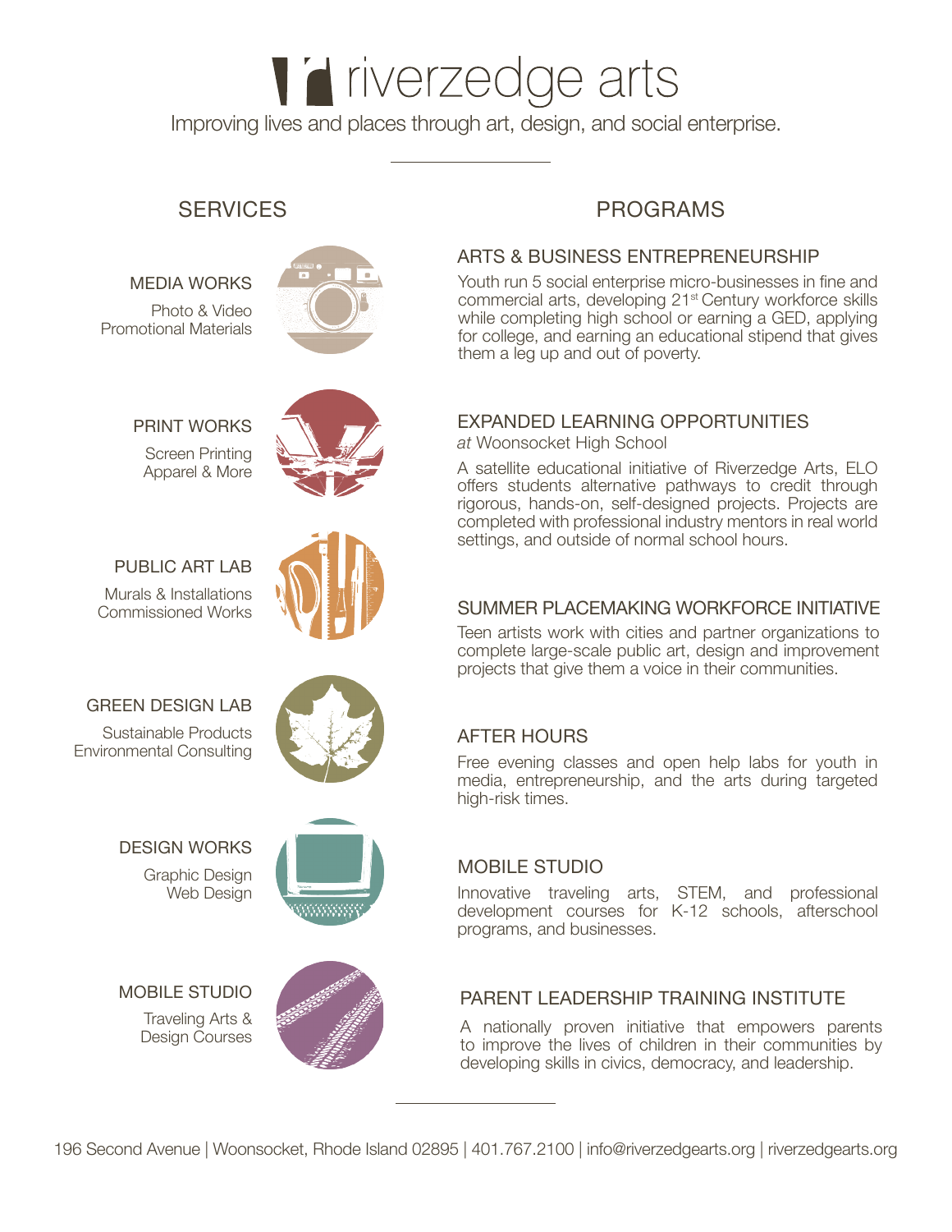# riverzedge arts

Improving lives and places through art, design, and social enterprise.

---

## SERVICES

### MEDIA WORKS

Photo & Video
Promotional Materials

### PRINT WORKS

Screen Printing
Apparel & More

### PUBLIC ART LAB

Murals & Installations
Commissioned Works

### GREEN DESIGN LAB

Sustainable Products
Environmental Consulting

### DESIGN WORKS

Graphic Design
Web Design

### MOBILE STUDIO

Traveling Arts &
Design Courses

## PROGRAMS

### ARTS & BUSINESS ENTREPRENEURSHIP

Youth run 5 social enterprise micro-businesses in fine and commercial arts, developing 21st Century workforce skills while completing high school or earning a GED, applying for college, and earning an educational stipend that gives them a leg up and out of poverty.

### EXPANDED LEARNING OPPORTUNITIES

*at* Woonsocket High School

A satellite educational initiative of Riverzedge Arts, ELO offers students alternative pathways to credit through rigorous, hands-on, self-designed projects. Projects are completed with professional industry mentors in real world settings, and outside of normal school hours.

### SUMMER PLACEMAKING WORKFORCE INITIATIVE

Teen artists work with cities and partner organizations to complete large-scale public art, design and improvement projects that give them a voice in their communities.

### AFTER HOURS

Free evening classes and open help labs for youth in media, entrepreneurship, and the arts during targeted high-risk times.

### MOBILE STUDIO

Innovative traveling arts, STEM, and professional development courses for K-12 schools, afterschool programs, and businesses.

### PARENT LEADERSHIP TRAINING INSTITUTE

A nationally proven initiative that empowers parents to improve the lives of children in their communities by developing skills in civics, democracy, and leadership.

---

196 Second Avenue | Woonsocket, Rhode Island 02895 | 401.767.2100 | info@riverzedgearts.org | riverzedgearts.org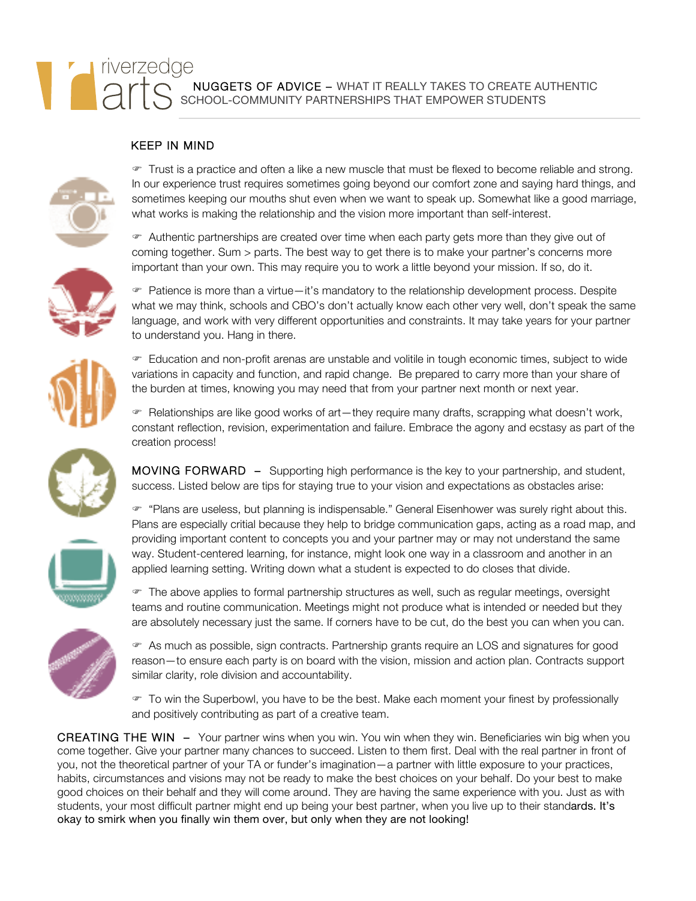riverzedge arts

NUGGETS OF ADVICE – WHAT IT REALLY TAKES TO CREATE AUTHENTIC SCHOOL-COMMUNITY PARTNERSHIPS THAT EMPOWER STUDENTS

## KEEP IN MIND

☞ Trust is a practice and often a like a new muscle that must be flexed to become reliable and strong. In our experience trust requires sometimes going beyond our comfort zone and saying hard things, and sometimes keeping our mouths shut even when we want to speak up. Somewhat like a good marriage, what works is making the relationship and the vision more important than self-interest.

☞ Authentic partnerships are created over time when each party gets more than they give out of coming together. Sum > parts. The best way to get there is to make your partner's concerns more important than your own. This may require you to work a little beyond your mission. If so, do it.

☞ Patience is more than a virtue—it's mandatory to the relationship development process. Despite what we may think, schools and CBO's don't actually know each other very well, don't speak the same language, and work with very different opportunities and constraints. It may take years for your partner to understand you. Hang in there.

☞ Education and non-profit arenas are unstable and volitile in tough economic times, subject to wide variations in capacity and function, and rapid change. Be prepared to carry more than your share of the burden at times, knowing you may need that from your partner next month or next year.

☞ Relationships are like good works of art—they require many drafts, scrapping what doesn't work, constant reflection, revision, experimentation and failure. Embrace the agony and ecstasy as part of the creation process!

**MOVING FORWARD** – Supporting high performance is the key to your partnership, and student, success. Listed below are tips for staying true to your vision and expectations as obstacles arise:

☞ "Plans are useless, but planning is indispensable." General Eisenhower was surely right about this. Plans are especially critial because they help to bridge communication gaps, acting as a road map, and providing important content to concepts you and your partner may or may not understand the same way. Student-centered learning, for instance, might look one way in a classroom and another in an applied learning setting. Writing down what a student is expected to do closes that divide.

☞ The above applies to formal partnership structures as well, such as regular meetings, oversight teams and routine communication. Meetings might not produce what is intended or needed but they are absolutely necessary just the same. If corners have to be cut, do the best you can when you can.

☞ As much as possible, sign contracts. Partnership grants require an LOS and signatures for good reason—to ensure each party is on board with the vision, mission and action plan. Contracts support similar clarity, role division and accountability.

☞ To win the Superbowl, you have to be the best. Make each moment your finest by professionally and positively contributing as part of a creative team.

**CREATING THE WIN** – Your partner wins when you win. You win when they win. Beneficiaries win big when you come together. Give your partner many chances to succeed. Listen to them first. Deal with the real partner in front of you, not the theoretical partner of your TA or funder's imagination—a partner with little exposure to your practices, habits, circumstances and visions may not be ready to make the best choices on your behalf. Do your best to make good choices on their behalf and they will come around. They are having the same experience with you. Just as with students, your most difficult partner might end up being your best partner, when you live up to their standards. It's okay to smirk when you finally win them over, but only when they are not looking!